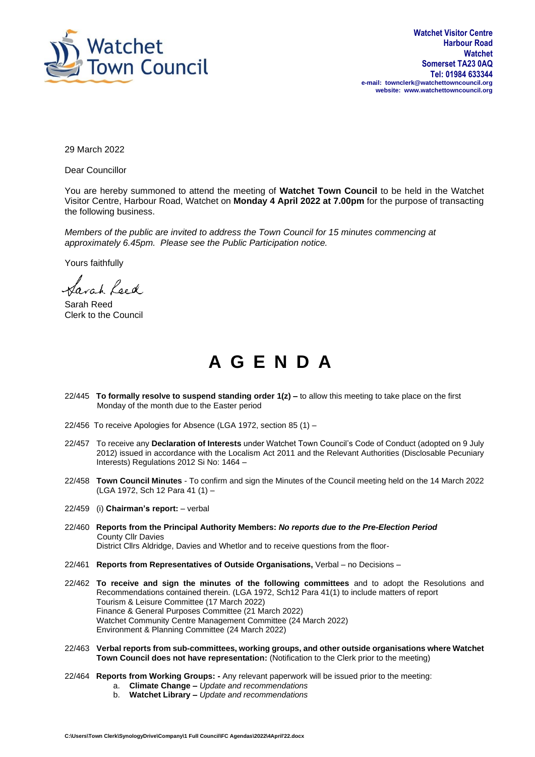Watchet Town Council

**Watchet Visitor Centre**
**Harbour Road**
**Watchet**
**Somerset TA23 0AQ**
**Tel: 01984 633344**
**e-mail: townclerk@watchettowncouncil.org**
**website: www.watchettowncouncil.org**

29 March 2022

Dear Councillor

You are hereby summoned to attend the meeting of **Watchet Town Council** to be held in the Watchet Visitor Centre, Harbour Road, Watchet on **Monday 4 April 2022 at 7.00pm** for the purpose of transacting the following business.

*Members of the public are invited to address the Town Council for 15 minutes commencing at approximately 6.45pm. Please see the Public Participation notice.*

Yours faithfully

Sarah Reed

Sarah Reed
Clerk to the Council

# A G E N D A

22/445 **To formally resolve to suspend standing order 1(z) –** to allow this meeting to take place on the first Monday of the month due to the Easter period

22/456 To receive Apologies for Absence (LGA 1972, section 85 (1) –

22/457 To receive any **Declaration of Interests** under Watchet Town Council's Code of Conduct (adopted on 9 July 2012) issued in accordance with the Localism Act 2011 and the Relevant Authorities (Disclosable Pecuniary Interests) Regulations 2012 Si No: 1464 –

22/458 **Town Council Minutes** - To confirm and sign the Minutes of the Council meeting held on the 14 March 2022 (LGA 1972, Sch 12 Para 41 (1) –

22/459 (i) **Chairman's report:** – verbal

22/460 **Reports from the Principal Authority Members:** ***No reports due to the Pre-Election Period***
County Cllr Davies
District Cllrs Aldridge, Davies and Whetlor and to receive questions from the floor-

22/461 **Reports from Representatives of Outside Organisations,** Verbal – no Decisions –

22/462 **To receive and sign the minutes of the following committees** and to adopt the Resolutions and Recommendations contained therein. (LGA 1972, Sch12 Para 41(1) to include matters of report
Tourism & Leisure Committee (17 March 2022)
Finance & General Purposes Committee (21 March 2022)
Watchet Community Centre Management Committee (24 March 2022)
Environment & Planning Committee (24 March 2022)

22/463 **Verbal reports from sub-committees, working groups, and other outside organisations where Watchet Town Council does not have representation:** (Notification to the Clerk prior to the meeting)

22/464 **Reports from Working Groups: -** Any relevant paperwork will be issued prior to the meeting:

a. **Climate Change –** *Update and recommendations*
b. **Watchet Library –** *Update and recommendations*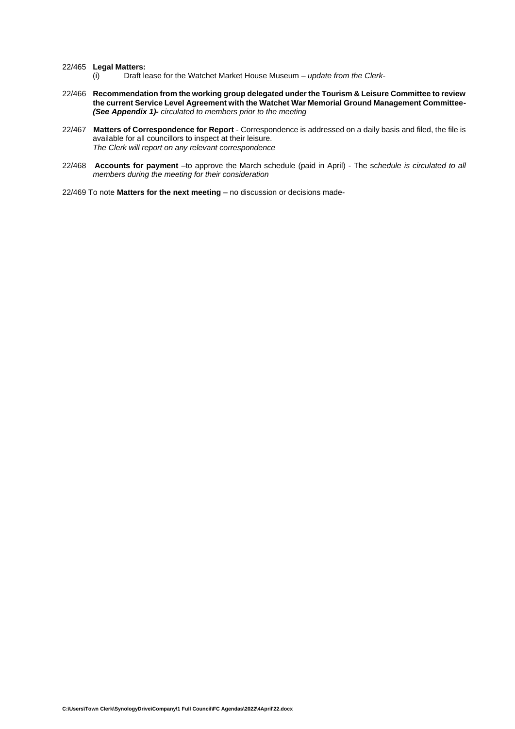22/465 **Legal Matters:**

(i) Draft lease for the Watchet Market House Museum – *update from the Clerk-*

22/466 **Recommendation from the working group delegated under the Tourism & Leisure Committee to review the current Service Level Agreement with the Watchet War Memorial Ground Management Committee-** ***(See Appendix 1)-*** *circulated to members prior to the meeting*

22/467 **Matters of Correspondence for Report** - Correspondence is addressed on a daily basis and filed, the file is available for all councillors to inspect at their leisure.
*The Clerk will report on any relevant correspondence*

22/468 **Accounts for payment** –to approve the March schedule (paid in April) - The s*chedule is circulated to all members during the meeting for their consideration*

22/469 To note **Matters for the next meeting** – no discussion or decisions made-

C:\Users\Town Clerk\SynologyDrive\Company\1 Full Council\FC Agendas\2022\4April'22.docx